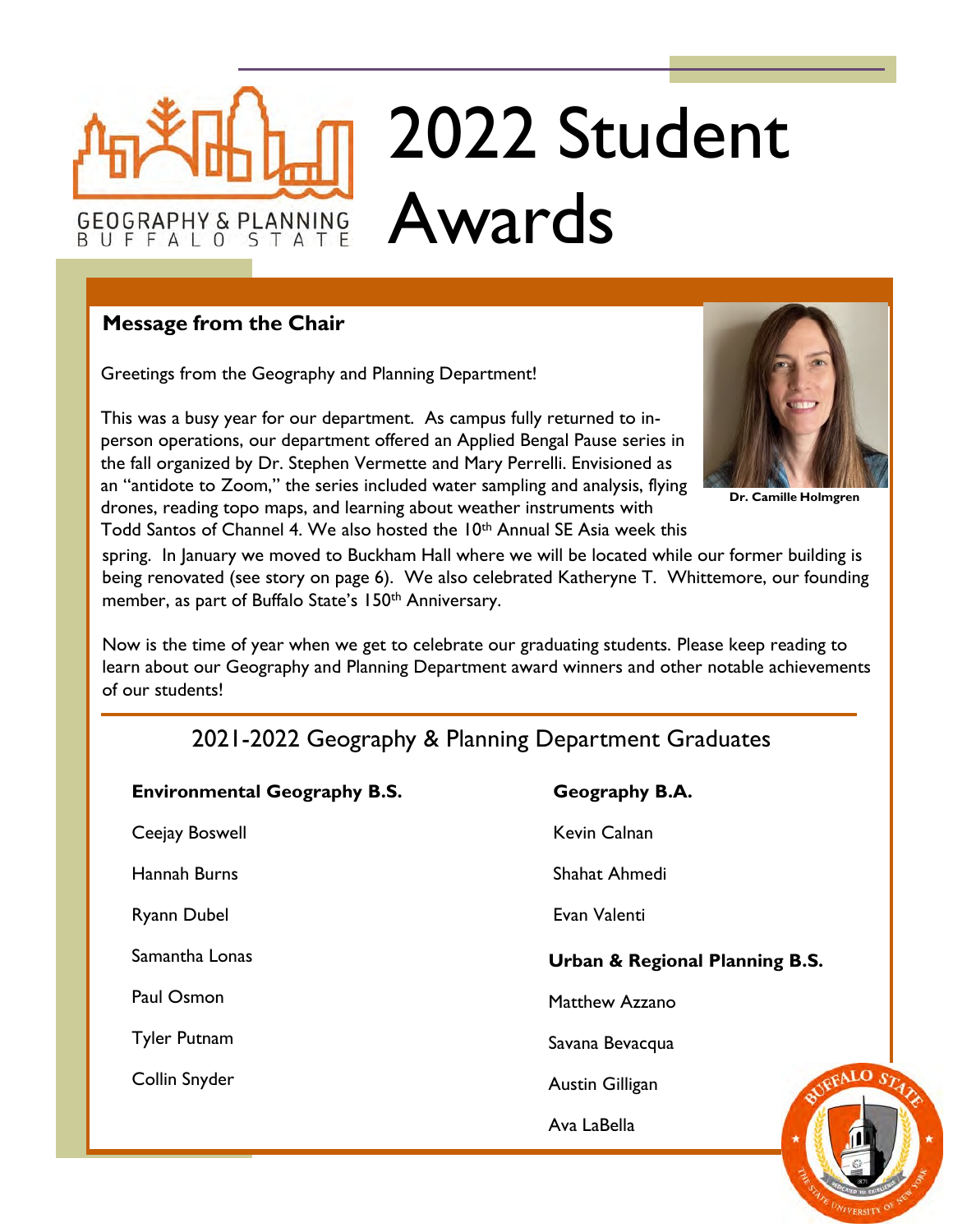GEOGRAPHY & PLANNING
BUFFALO STATE

# 2022 Student Awards

## Message from the Chair

Greetings from the Geography and Planning Department!

This was a busy year for our department. As campus fully returned to in-person operations, our department offered an Applied Bengal Pause series in the fall organized by Dr. Stephen Vermette and Mary Perrelli. Envisioned as an "antidote to Zoom," the series included water sampling and analysis, flying drones, reading topo maps, and learning about weather instruments with Todd Santos of Channel 4. We also hosted the 10th Annual SE Asia week this spring. In January we moved to Buckham Hall where we will be located while our former building is being renovated (see story on page 6). We also celebrated Katheryne T. Whittemore, our founding member, as part of Buffalo State's 150th Anniversary.

**Dr. Camille Holmgren**

Now is the time of year when we get to celebrate our graduating students. Please keep reading to learn about our Geography and Planning Department award winners and other notable achievements of our students!

## 2021-2022 Geography & Planning Department Graduates

**Environmental Geography B.S.**

Ceejay Boswell

Hannah Burns

Ryann Dubel

Samantha Lonas

Paul Osmon

Tyler Putnam

Collin Snyder

**Geography B.A.**

Kevin Calnan

Shahat Ahmedi

Evan Valenti

**Urban & Regional Planning B.S.**

Matthew Azzano

Savana Bevacqua

Austin Gilligan

Ava LaBella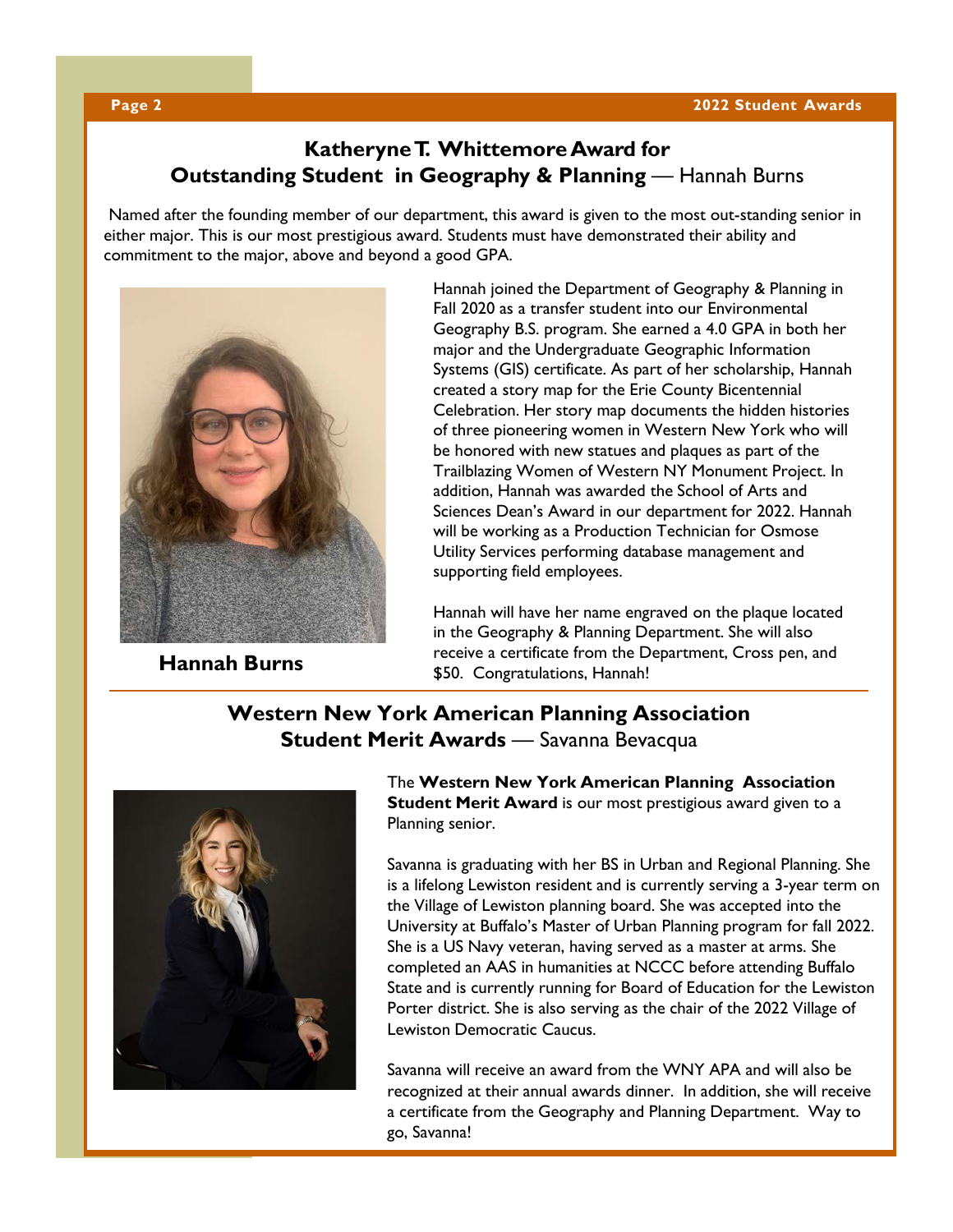## Katheryne T. Whittemore Award for Outstanding Student in Geography & Planning — Hannah Burns

Named after the founding member of our department, this award is given to the most out-standing senior in either major. This is our most prestigious award. Students must have demonstrated their ability and commitment to the major, above and beyond a good GPA.

**Hannah Burns**

Hannah joined the Department of Geography & Planning in Fall 2020 as a transfer student into our Environmental Geography B.S. program. She earned a 4.0 GPA in both her major and the Undergraduate Geographic Information Systems (GIS) certificate. As part of her scholarship, Hannah created a story map for the Erie County Bicentennial Celebration. Her story map documents the hidden histories of three pioneering women in Western New York who will be honored with new statues and plaques as part of the Trailblazing Women of Western NY Monument Project. In addition, Hannah was awarded the School of Arts and Sciences Dean's Award in our department for 2022. Hannah will be working as a Production Technician for Osmose Utility Services performing database management and supporting field employees.

Hannah will have her name engraved on the plaque located in the Geography & Planning Department. She will also receive a certificate from the Department, Cross pen, and $50. Congratulations, Hannah!

## Western New York American Planning Association Student Merit Awards — Savanna Bevacqua

The **Western New York American Planning Association Student Merit Award** is our most prestigious award given to a Planning senior.

Savanna is graduating with her BS in Urban and Regional Planning. She is a lifelong Lewiston resident and is currently serving a 3-year term on the Village of Lewiston planning board. She was accepted into the University at Buffalo's Master of Urban Planning program for fall 2022. She is a US Navy veteran, having served as a master at arms. She completed an AAS in humanities at NCCC before attending Buffalo State and is currently running for Board of Education for the Lewiston Porter district. She is also serving as the chair of the 2022 Village of Lewiston Democratic Caucus.

Savanna will receive an award from the WNY APA and will also be recognized at their annual awards dinner. In addition, she will receive a certificate from the Geography and Planning Department. Way to go, Savanna!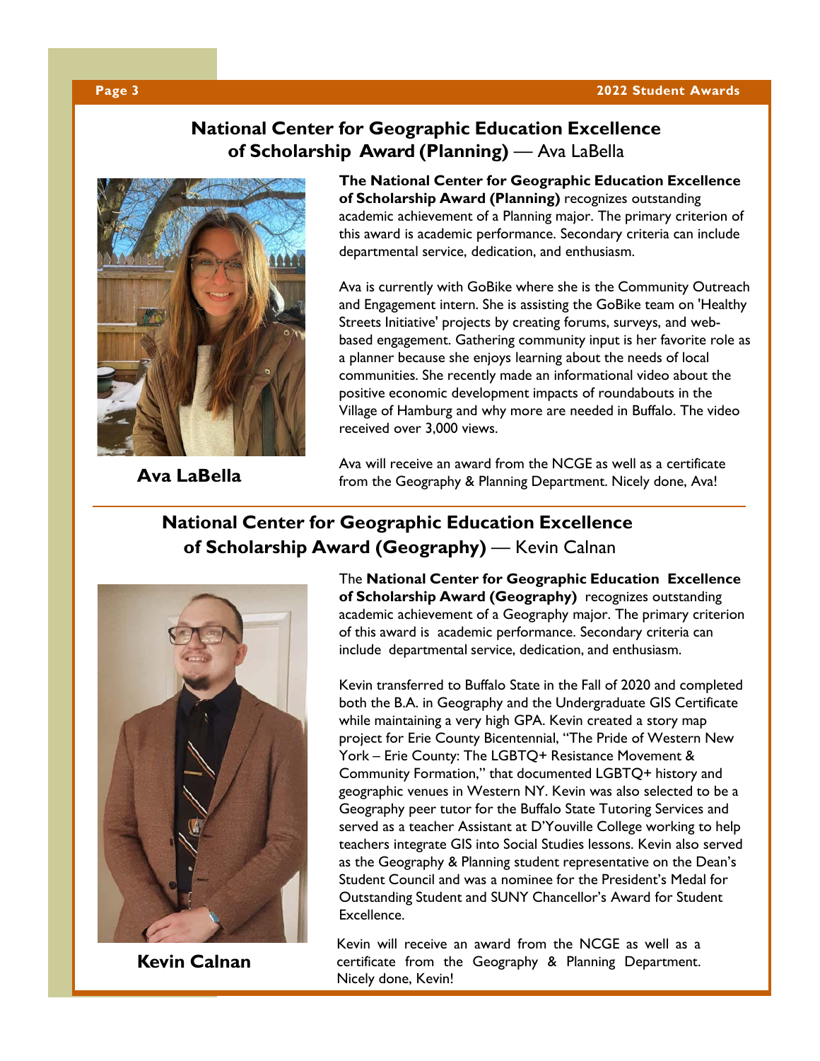## National Center for Geographic Education Excellence of Scholarship Award (Planning) — Ava LaBella

**Ava LaBella**

**The National Center for Geographic Education Excellence of Scholarship Award (Planning)** recognizes outstanding academic achievement of a Planning major. The primary criterion of this award is academic performance. Secondary criteria can include departmental service, dedication, and enthusiasm.

Ava is currently with GoBike where she is the Community Outreach and Engagement intern. She is assisting the GoBike team on 'Healthy Streets Initiative' projects by creating forums, surveys, and web-based engagement. Gathering community input is her favorite role as a planner because she enjoys learning about the needs of local communities. She recently made an informational video about the positive economic development impacts of roundabouts in the Village of Hamburg and why more are needed in Buffalo. The video received over 3,000 views.

Ava will receive an award from the NCGE as well as a certificate from the Geography & Planning Department. Nicely done, Ava!

## National Center for Geographic Education Excellence of Scholarship Award (Geography) — Kevin Calnan

**Kevin Calnan**

The **National Center for Geographic Education Excellence of Scholarship Award (Geography)** recognizes outstanding academic achievement of a Geography major. The primary criterion of this award is academic performance. Secondary criteria can include departmental service, dedication, and enthusiasm.

Kevin transferred to Buffalo State in the Fall of 2020 and completed both the B.A. in Geography and the Undergraduate GIS Certificate while maintaining a very high GPA. Kevin created a story map project for Erie County Bicentennial, "The Pride of Western New York – Erie County: The LGBTQ+ Resistance Movement & Community Formation," that documented LGBTQ+ history and geographic venues in Western NY. Kevin was also selected to be a Geography peer tutor for the Buffalo State Tutoring Services and served as a teacher Assistant at D'Youville College working to help teachers integrate GIS into Social Studies lessons. Kevin also served as the Geography & Planning student representative on the Dean's Student Council and was a nominee for the President's Medal for Outstanding Student and SUNY Chancellor's Award for Student Excellence.

Kevin will receive an award from the NCGE as well as a certificate from the Geography & Planning Department. Nicely done, Kevin!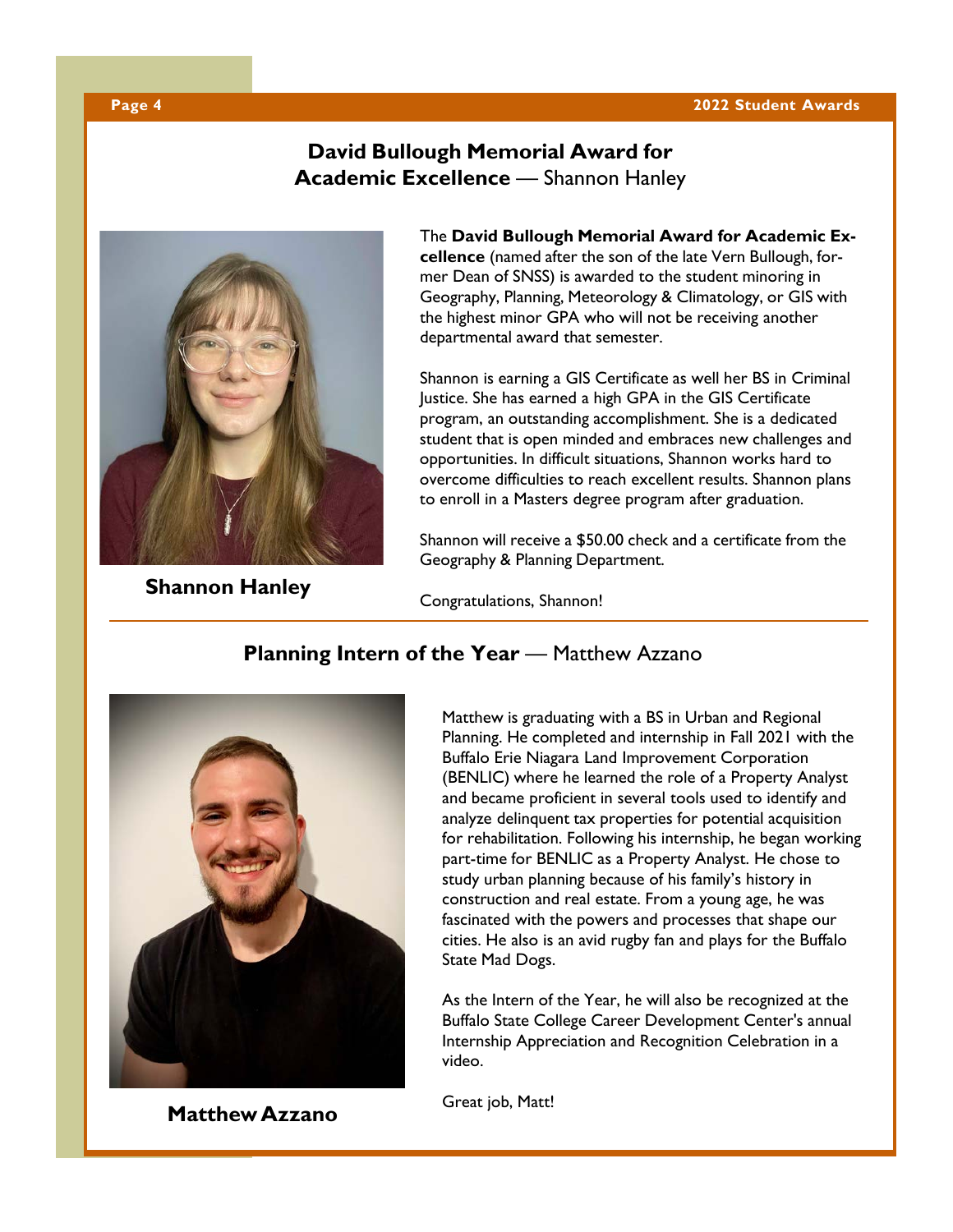## David Bullough Memorial Award for Academic Excellence — Shannon Hanley

**Shannon Hanley**

The **David Bullough Memorial Award for Academic Excellence** (named after the son of the late Vern Bullough, former Dean of SNSS) is awarded to the student minoring in Geography, Planning, Meteorology & Climatology, or GIS with the highest minor GPA who will not be receiving another departmental award that semester.

Shannon is earning a GIS Certificate as well her BS in Criminal Justice. She has earned a high GPA in the GIS Certificate program, an outstanding accomplishment. She is a dedicated student that is open minded and embraces new challenges and opportunities. In difficult situations, Shannon works hard to overcome difficulties to reach excellent results. Shannon plans to enroll in a Masters degree program after graduation.

Shannon will receive a $50.00 check and a certificate from the Geography & Planning Department.

Congratulations, Shannon!

## Planning Intern of the Year — Matthew Azzano

**Matthew Azzano**

Matthew is graduating with a BS in Urban and Regional Planning. He completed and internship in Fall 2021 with the Buffalo Erie Niagara Land Improvement Corporation (BENLIC) where he learned the role of a Property Analyst and became proficient in several tools used to identify and analyze delinquent tax properties for potential acquisition for rehabilitation. Following his internship, he began working part-time for BENLIC as a Property Analyst. He chose to study urban planning because of his family's history in construction and real estate. From a young age, he was fascinated with the powers and processes that shape our cities. He also is an avid rugby fan and plays for the Buffalo State Mad Dogs.

As the Intern of the Year, he will also be recognized at the Buffalo State College Career Development Center's annual Internship Appreciation and Recognition Celebration in a video.

Great job, Matt!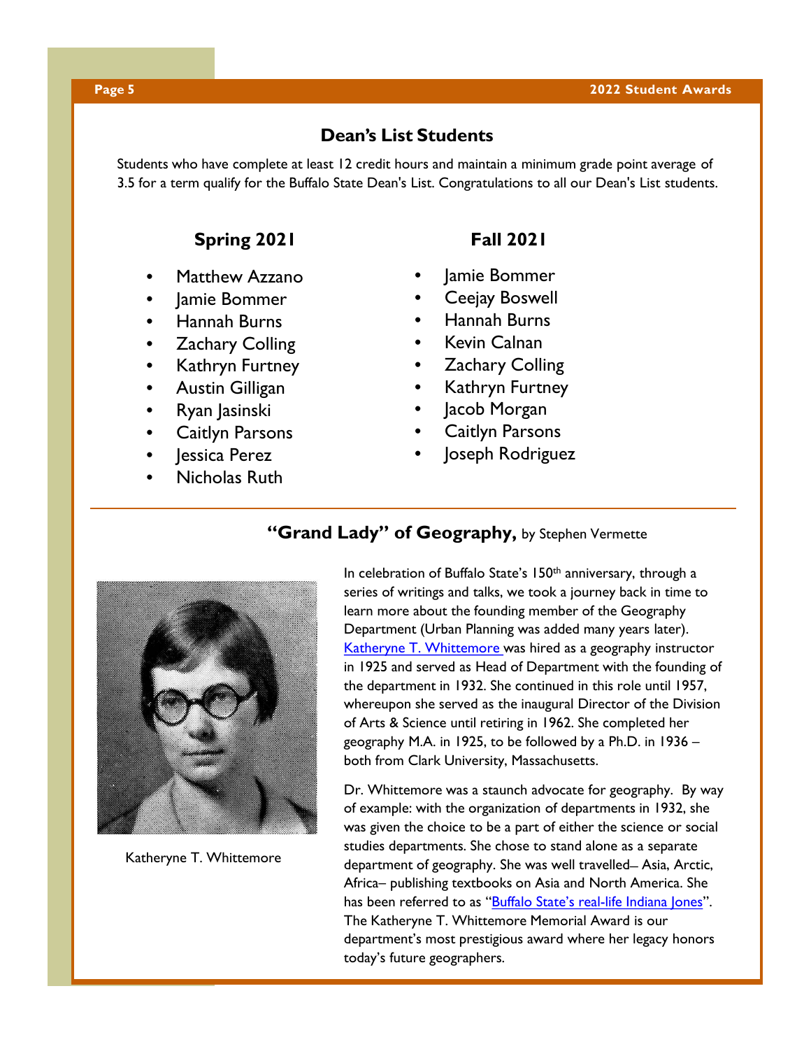## Dean's List Students

Students who have complete at least 12 credit hours and maintain a minimum grade point average of 3.5 for a term qualify for the Buffalo State Dean's List. Congratulations to all our Dean's List students.

### Spring 2021

- Matthew Azzano
- Jamie Bommer
- Hannah Burns
- Zachary Colling
- Kathryn Furtney
- Austin Gilligan
- Ryan Jasinski
- Caitlyn Parsons
- Jessica Perez
- Nicholas Ruth

### Fall 2021

- Jamie Bommer
- Ceejay Boswell
- Hannah Burns
- Kevin Calnan
- Zachary Colling
- Kathryn Furtney
- Jacob Morgan
- Caitlyn Parsons
- Joseph Rodriguez

## "Grand Lady" of Geography, by Stephen Vermette

Katheryne T. Whittemore

In celebration of Buffalo State's 150th anniversary, through a series of writings and talks, we took a journey back in time to learn more about the founding member of the Geography Department (Urban Planning was added many years later). Katheryne T. Whittemore was hired as a geography instructor in 1925 and served as Head of Department with the founding of the department in 1932. She continued in this role until 1957, whereupon she served as the inaugural Director of the Division of Arts & Science until retiring in 1962. She completed her geography M.A. in 1925, to be followed by a Ph.D. in 1936 – both from Clark University, Massachusetts.

Dr. Whittemore was a staunch advocate for geography. By way of example: with the organization of departments in 1932, she was given the choice to be a part of either the science or social studies departments. She chose to stand alone as a separate department of geography. She was well travelled– Asia, Arctic, Africa– publishing textbooks on Asia and North America. She has been referred to as "Buffalo State's real-life Indiana Jones". The Katheryne T. Whittemore Memorial Award is our department's most prestigious award where her legacy honors today's future geographers.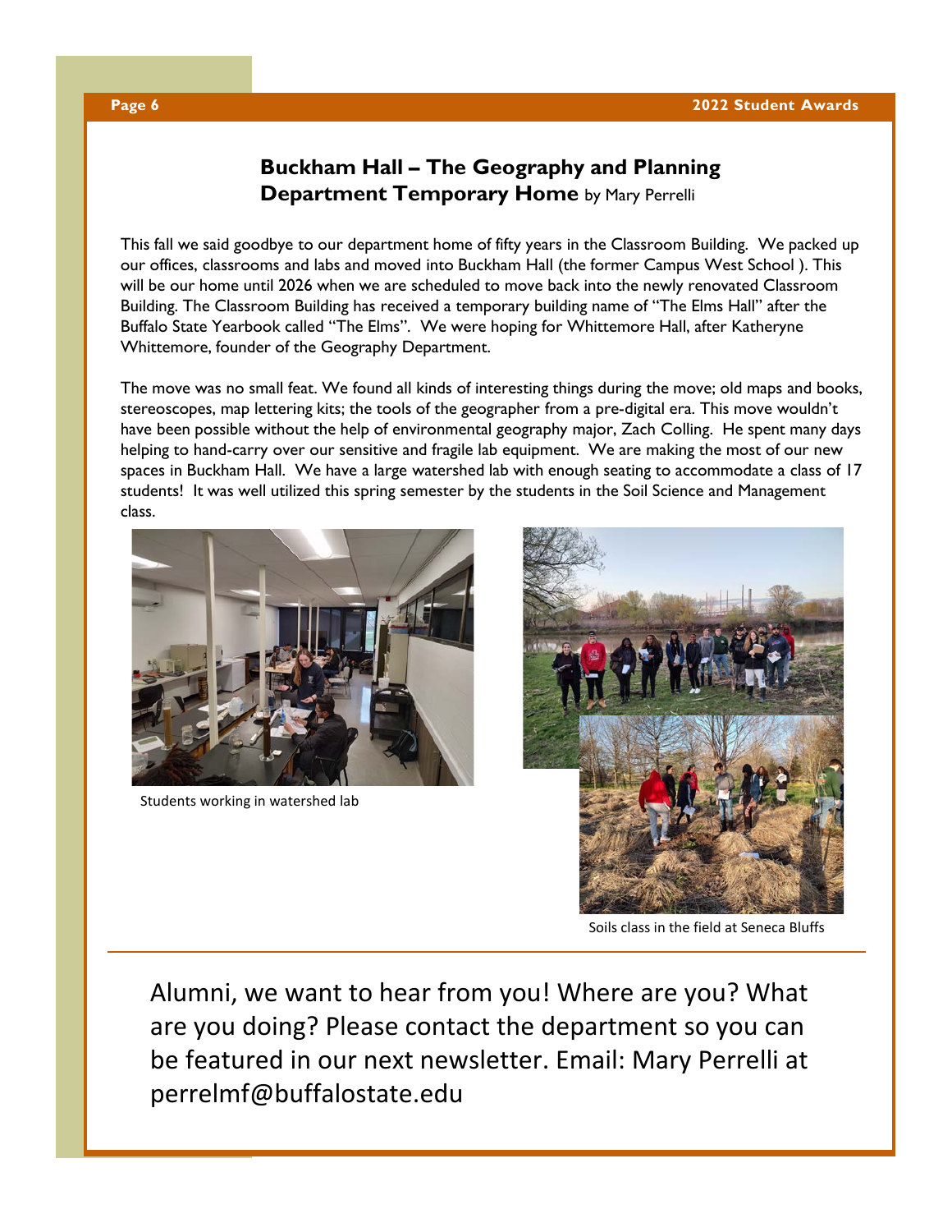## Buckham Hall – The Geography and Planning Department Temporary Home by Mary Perrelli

This fall we said goodbye to our department home of fifty years in the Classroom Building. We packed up our offices, classrooms and labs and moved into Buckham Hall (the former Campus West School ). This will be our home until 2026 when we are scheduled to move back into the newly renovated Classroom Building. The Classroom Building has received a temporary building name of "The Elms Hall" after the Buffalo State Yearbook called "The Elms". We were hoping for Whittemore Hall, after Katheryne Whittemore, founder of the Geography Department.

The move was no small feat. We found all kinds of interesting things during the move; old maps and books, stereoscopes, map lettering kits; the tools of the geographer from a pre-digital era. This move wouldn't have been possible without the help of environmental geography major, Zach Colling. He spent many days helping to hand-carry over our sensitive and fragile lab equipment. We are making the most of our new spaces in Buckham Hall. We have a large watershed lab with enough seating to accommodate a class of 17 students! It was well utilized this spring semester by the students in the Soil Science and Management class.

Students working in watershed lab

Soils class in the field at Seneca Bluffs

Alumni, we want to hear from you! Where are you? What are you doing? Please contact the department so you can be featured in our next newsletter. Email: Mary Perrelli at perrelmf@buffalostate.edu